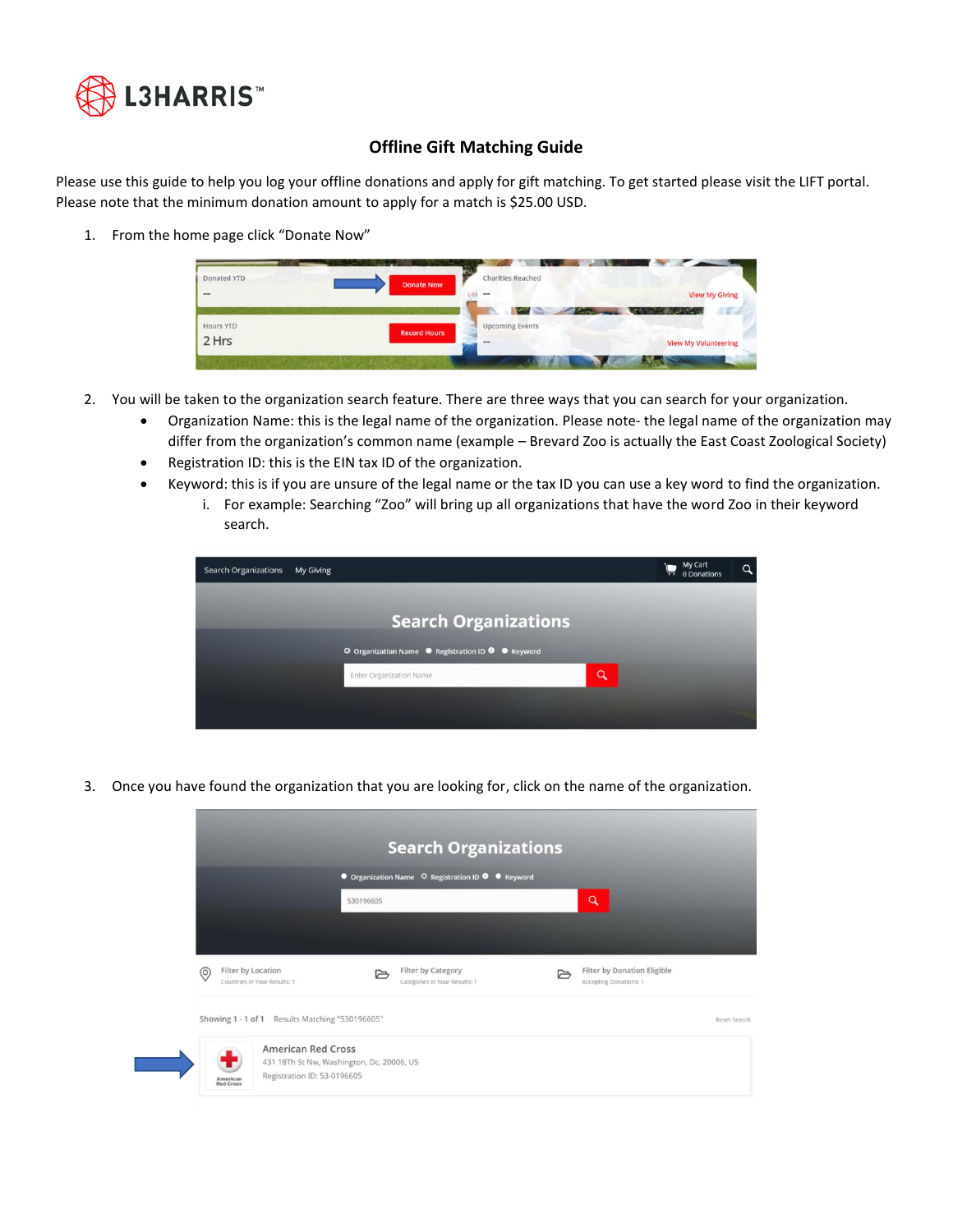# Offline Gift Matching Guide

Please use this guide to help you log your offline donations and apply for gift matching. To get started please visit the LIFT portal. Please note that the minimum donation amount to apply for a match is $25.00 USD.

1. From the home page click "Donate Now"

2. You will be taken to the organization search feature. There are three ways that you can search for your organization.
   - Organization Name: this is the legal name of the organization. Please note- the legal name of the organization may differ from the organization's common name (example – Brevard Zoo is actually the East Coast Zoological Society)
   - Registration ID: this is the EIN tax ID of the organization.
   - Keyword: this is if you are unsure of the legal name or the tax ID you can use a key word to find the organization.
     i. For example: Searching "Zoo" will bring up all organizations that have the word Zoo in their keyword search.

3. Once you have found the organization that you are looking for, click on the name of the organization.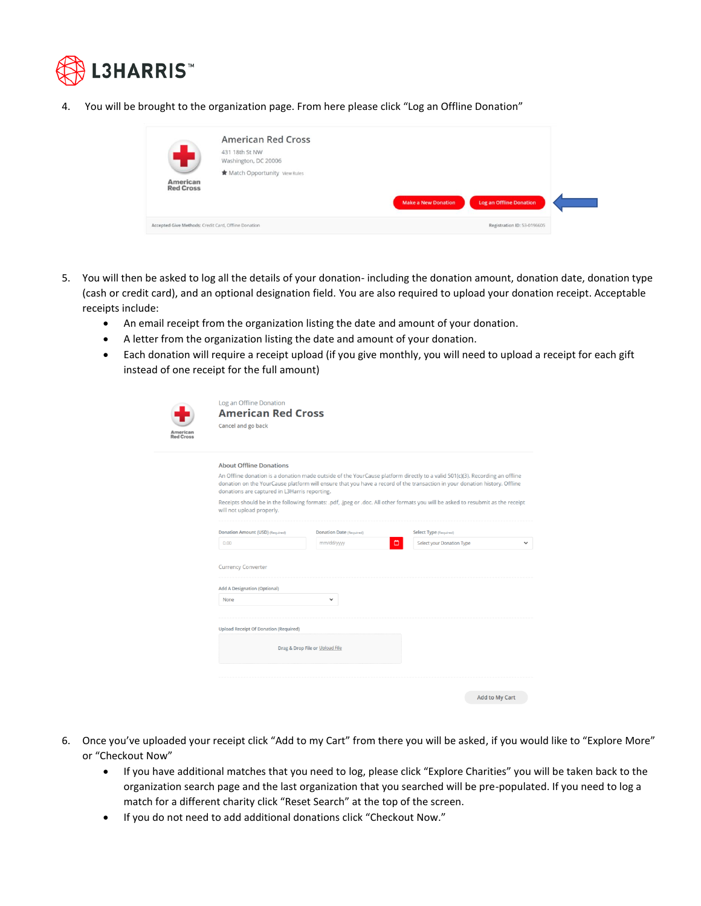4. You will be brought to the organization page. From here please click "Log an Offline Donation"

5. You will then be asked to log all the details of your donation- including the donation amount, donation date, donation type (cash or credit card), and an optional designation field. You are also required to upload your donation receipt. Acceptable receipts include:
   - An email receipt from the organization listing the date and amount of your donation.
   - A letter from the organization listing the date and amount of your donation.
   - Each donation will require a receipt upload (if you give monthly, you will need to upload a receipt for each gift instead of one receipt for the full amount)

6. Once you've uploaded your receipt click "Add to my Cart" from there you will be asked, if you would like to "Explore More" or "Checkout Now"
   - If you have additional matches that you need to log, please click "Explore Charities" you will be taken back to the organization search page and the last organization that you searched will be pre-populated. If you need to log a match for a different charity click "Reset Search" at the top of the screen.
   - If you do not need to add additional donations click "Checkout Now."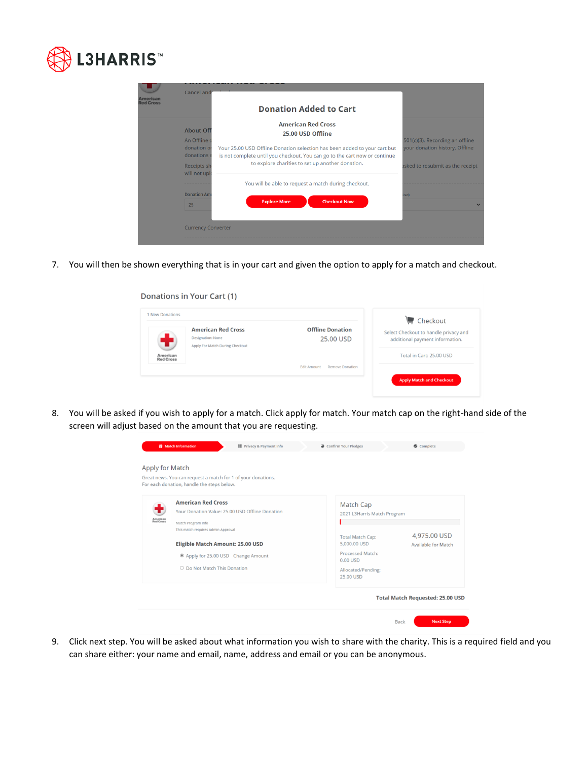7. You will then be shown everything that is in your cart and given the option to apply for a match and checkout.

8. You will be asked if you wish to apply for a match. Click apply for match. Your match cap on the right-hand side of the screen will adjust based on the amount that you are requesting.

9. Click next step. You will be asked about what information you wish to share with the charity. This is a required field and you can share either: your name and email, name, address and email or you can be anonymous.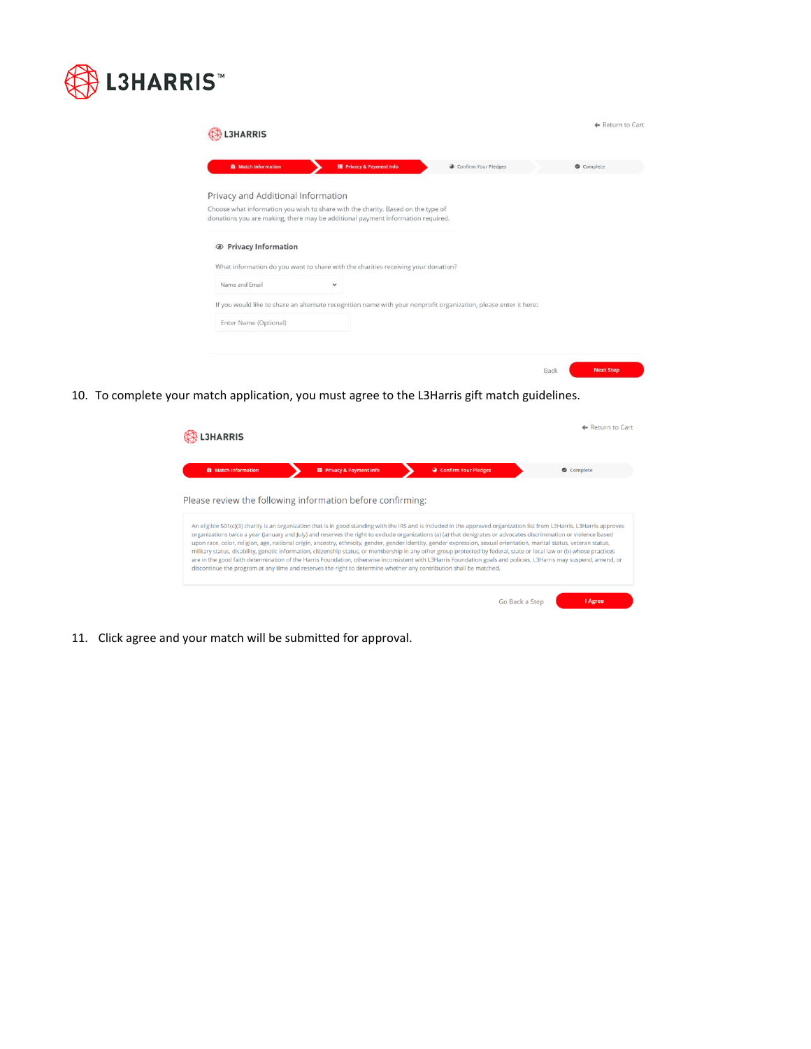L3HARRIS™

L3HARRIS

Return to Cart

Match Information | Privacy & Payment Info | Confirm Your Pledges | Complete

Privacy and Additional Information

Choose what information you wish to share with the charity. Based on the type of donations you are making, there may be additional payment information required.

**Privacy Information**

What information do you want to share with the charities receiving your donation?

Name and Email

If you would like to share an alternate recognition name with your nonprofit organization, please enter it here:

Enter Name (Optional)

Back | Next Step

10. To complete your match application, you must agree to the L3Harris gift match guidelines.

L3HARRIS

Return to Cart

Match Information | Privacy & Payment Info | Confirm Your Pledges | Complete

Please review the following information before confirming:

An eligible 501(c)(3) charity is an organization that is in good standing with the IRS and is included in the approved organization list from L3Harris. L3Harris approves organizations twice a year (January and July) and reserves the right to exclude organizations (a) (a) that denigrates or advocates discrimination or violence based upon race, color, religion, age, national origin, ancestry, ethnicity, gender, gender identity, gender expression, sexual orientation, marital status, veteran status, military status, disability, genetic information, citizenship status, or membership in any other group protected by federal, state or local law or (b) whose practices are in the good faith determination of the Harris Foundation, otherwise inconsistent with L3Harris Foundation goals and policies. L3Harris may suspend, amend, or discontinue the program at any time and reserves the right to determine whether any contribution shall be matched.

Go Back a Step | I Agree

11. Click agree and your match will be submitted for approval.